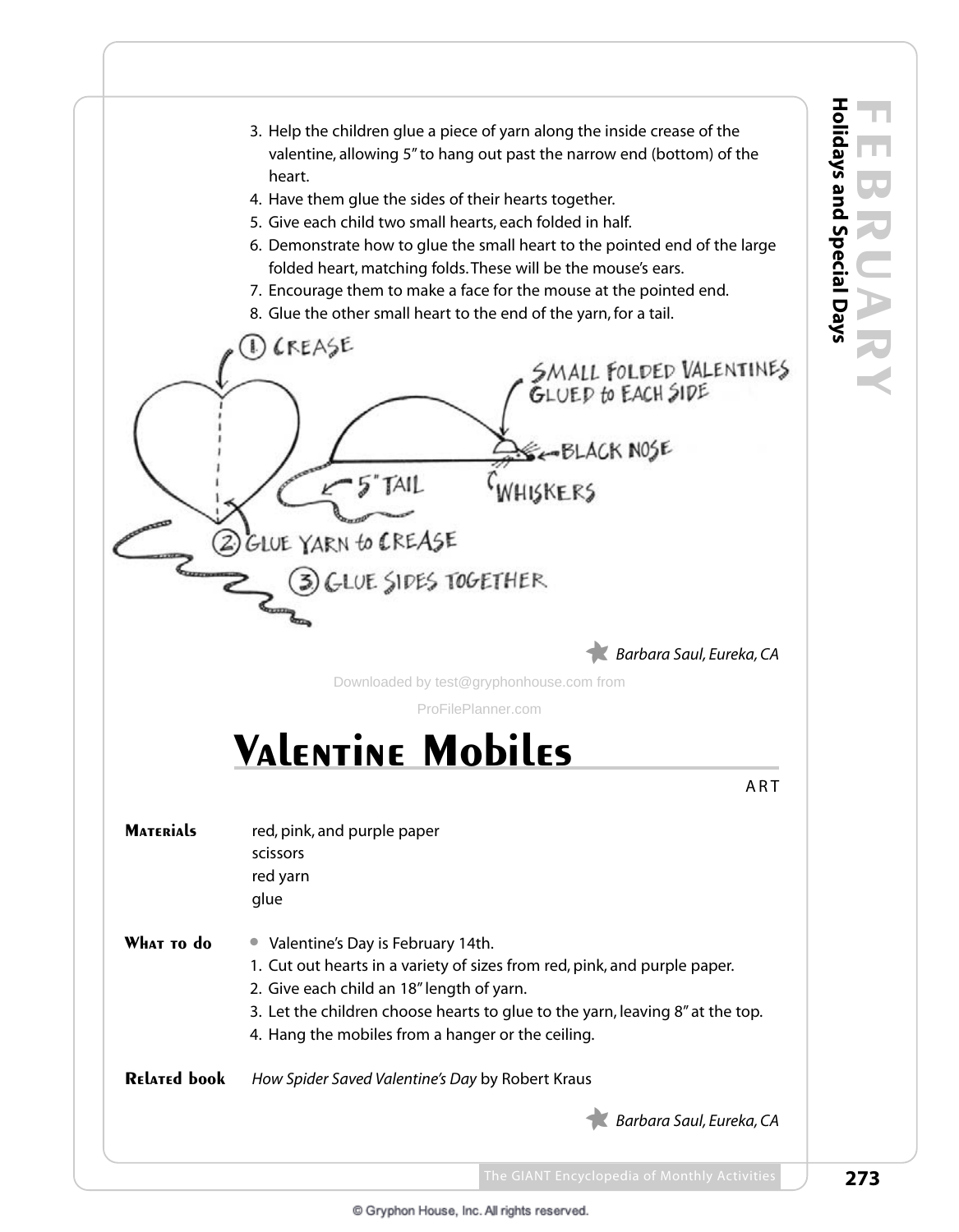3. Help the children glue a piece of yarn along the inside crease of the valentine, allowing 5" to hang out past the narrow end (bottom) of the heart.
4. Have them glue the sides of their hearts together.
5. Give each child two small hearts, each folded in half.
6. Demonstrate how to glue the small heart to the pointed end of the large folded heart, matching folds. These will be the mouse's ears.
7. Encourage them to make a face for the mouse at the pointed end.
8. Glue the other small heart to the end of the yarn, for a tail.

① CREASE
SMALL FOLDED VALENTINES GLUED to EACH SIDE
BLACK NOSE
5" TAIL
WHISKERS
② GLUE YARN to CREASE
③ GLUE SIDES TOGETHER

*Barbara Saul, Eureka, CA*

# Valentine Mobiles

ART

**Materials**
red, pink, and purple paper
scissors
red yarn
glue

**What to do**
- Valentine's Day is February 14th.

1. Cut out hearts in a variety of sizes from red, pink, and purple paper.
2. Give each child an 18" length of yarn.
3. Let the children choose hearts to glue to the yarn, leaving 8" at the top.
4. Hang the mobiles from a hanger or the ceiling.

**Related book** *How Spider Saved Valentine's Day* by Robert Kraus

*Barbara Saul, Eureka, CA*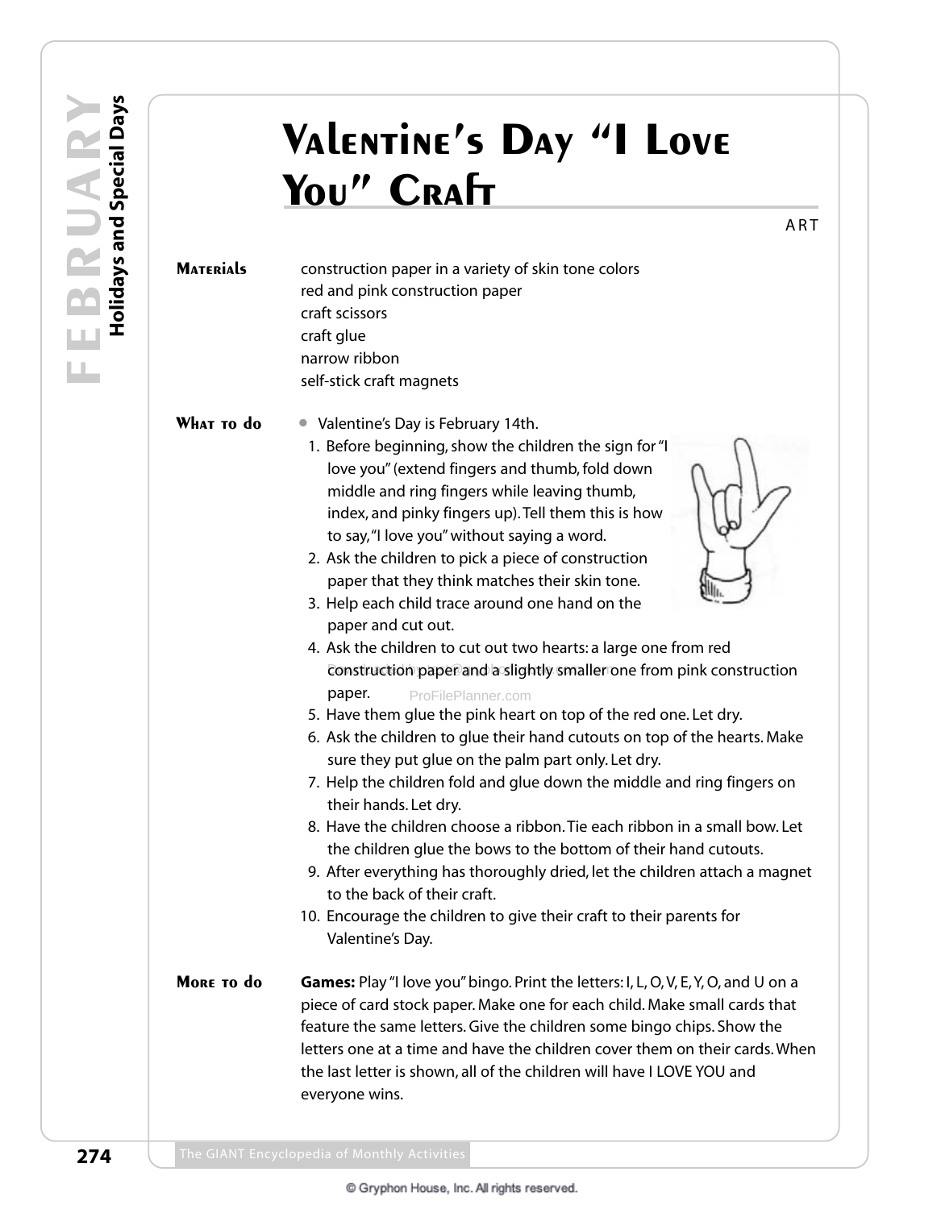# Valentine's Day "I Love You" Craft

ART

**Materials**

construction paper in a variety of skin tone colors
red and pink construction paper
craft scissors
craft glue
narrow ribbon
self-stick craft magnets

**What to do**

- Valentine's Day is February 14th.

1. Before beginning, show the children the sign for "I love you" (extend fingers and thumb, fold down middle and ring fingers while leaving thumb, index, and pinky fingers up). Tell them this is how to say, "I love you" without saying a word.
2. Ask the children to pick a piece of construction paper that they think matches their skin tone.
3. Help each child trace around one hand on the paper and cut out.
4. Ask the children to cut out two hearts: a large one from red construction paper and a slightly smaller one from pink construction paper.
5. Have them glue the pink heart on top of the red one. Let dry.
6. Ask the children to glue their hand cutouts on top of the hearts. Make sure they put glue on the palm part only. Let dry.
7. Help the children fold and glue down the middle and ring fingers on their hands. Let dry.
8. Have the children choose a ribbon. Tie each ribbon in a small bow. Let the children glue the bows to the bottom of their hand cutouts.
9. After everything has thoroughly dried, let the children attach a magnet to the back of their craft.
10. Encourage the children to give their craft to their parents for Valentine's Day.

**More to do**

**Games:** Play "I love you" bingo. Print the letters: I, L, O, V, E, Y, O, and U on a piece of card stock paper. Make one for each child. Make small cards that feature the same letters. Give the children some bingo chips. Show the letters one at a time and have the children cover them on their cards. When the last letter is shown, all of the children will have I LOVE YOU and everyone wins.